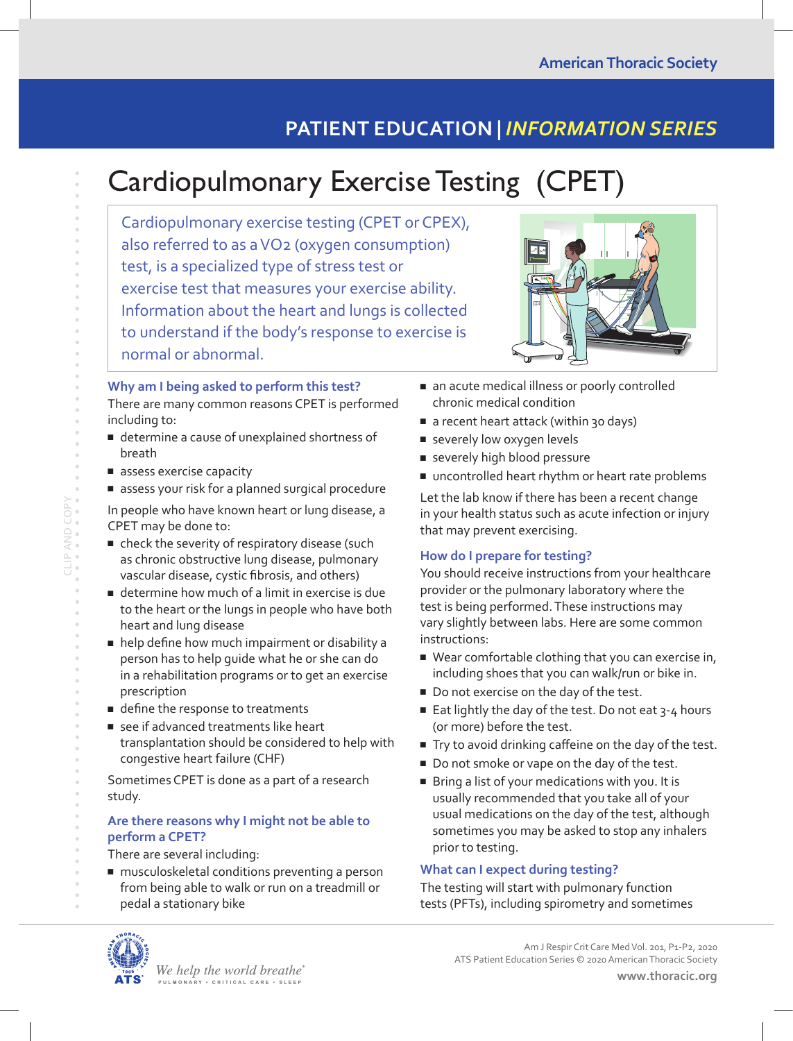PATIENT EDUCATION | *INFORMATION SERIES*

# Cardiopulmonary Exercise Testing (CPET)

Cardiopulmonary exercise testing (CPET or CPEX), also referred to as a VO2 (oxygen consumption) test, is a specialized type of stress test or exercise test that measures your exercise ability. Information about the heart and lungs is collected to understand if the body's response to exercise is normal or abnormal.

### Why am I being asked to perform this test?

There are many common reasons CPET is performed including to:

- determine a cause of unexplained shortness of breath
- assess exercise capacity
- assess your risk for a planned surgical procedure

In people who have known heart or lung disease, a CPET may be done to:

- check the severity of respiratory disease (such as chronic obstructive lung disease, pulmonary vascular disease, cystic fibrosis, and others)
- determine how much of a limit in exercise is due to the heart or the lungs in people who have both heart and lung disease
- help define how much impairment or disability a person has to help guide what he or she can do in a rehabilitation programs or to get an exercise prescription
- define the response to treatments
- see if advanced treatments like heart transplantation should be considered to help with congestive heart failure (CHF)

Sometimes CPET is done as a part of a research study.

### Are there reasons why I might not be able to perform a CPET?

There are several including:

- musculoskeletal conditions preventing a person from being able to walk or run on a treadmill or pedal a stationary bike
- an acute medical illness or poorly controlled chronic medical condition
- a recent heart attack (within 30 days)
- severely low oxygen levels
- severely high blood pressure
- uncontrolled heart rhythm or heart rate problems

Let the lab know if there has been a recent change in your health status such as acute infection or injury that may prevent exercising.

### How do I prepare for testing?

You should receive instructions from your healthcare provider or the pulmonary laboratory where the test is being performed. These instructions may vary slightly between labs. Here are some common instructions:

- Wear comfortable clothing that you can exercise in, including shoes that you can walk/run or bike in.
- Do not exercise on the day of the test.
- Eat lightly the day of the test. Do not eat 3-4 hours (or more) before the test.
- Try to avoid drinking caffeine on the day of the test.
- Do not smoke or vape on the day of the test.
- Bring a list of your medications with you. It is usually recommended that you take all of your usual medications on the day of the test, although sometimes you may be asked to stop any inhalers prior to testing.

### What can I expect during testing?

The testing will start with pulmonary function tests (PFTs), including spirometry and sometimes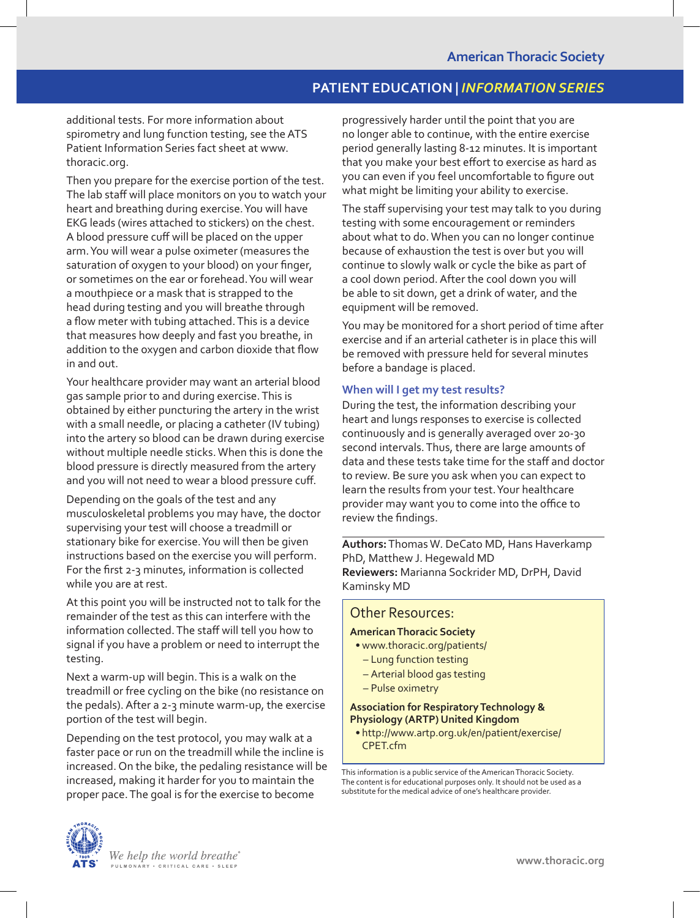additional tests. For more information about spirometry and lung function testing, see the ATS Patient Information Series fact sheet at www.thoracic.org.

Then you prepare for the exercise portion of the test. The lab staff will place monitors on you to watch your heart and breathing during exercise. You will have EKG leads (wires attached to stickers) on the chest. A blood pressure cuff will be placed on the upper arm. You will wear a pulse oximeter (measures the saturation of oxygen to your blood) on your finger, or sometimes on the ear or forehead. You will wear a mouthpiece or a mask that is strapped to the head during testing and you will breathe through a flow meter with tubing attached. This is a device that measures how deeply and fast you breathe, in addition to the oxygen and carbon dioxide that flow in and out.

Your healthcare provider may want an arterial blood gas sample prior to and during exercise. This is obtained by either puncturing the artery in the wrist with a small needle, or placing a catheter (IV tubing) into the artery so blood can be drawn during exercise without multiple needle sticks. When this is done the blood pressure is directly measured from the artery and you will not need to wear a blood pressure cuff.

Depending on the goals of the test and any musculoskeletal problems you may have, the doctor supervising your test will choose a treadmill or stationary bike for exercise. You will then be given instructions based on the exercise you will perform. For the first 2-3 minutes, information is collected while you are at rest.

At this point you will be instructed not to talk for the remainder of the test as this can interfere with the information collected. The staff will tell you how to signal if you have a problem or need to interrupt the testing.

Next a warm-up will begin. This is a walk on the treadmill or free cycling on the bike (no resistance on the pedals). After a 2-3 minute warm-up, the exercise portion of the test will begin.

Depending on the test protocol, you may walk at a faster pace or run on the treadmill while the incline is increased. On the bike, the pedaling resistance will be increased, making it harder for you to maintain the proper pace. The goal is for the exercise to become progressively harder until the point that you are no longer able to continue, with the entire exercise period generally lasting 8-12 minutes. It is important that you make your best effort to exercise as hard as you can even if you feel uncomfortable to figure out what might be limiting your ability to exercise.

The staff supervising your test may talk to you during testing with some encouragement or reminders about what to do. When you can no longer continue because of exhaustion the test is over but you will continue to slowly walk or cycle the bike as part of a cool down period. After the cool down you will be able to sit down, get a drink of water, and the equipment will be removed.

You may be monitored for a short period of time after exercise and if an arterial catheter is in place this will be removed with pressure held for several minutes before a bandage is placed.

### When will I get my test results?

During the test, the information describing your heart and lungs responses to exercise is collected continuously and is generally averaged over 20-30 second intervals. Thus, there are large amounts of data and these tests take time for the staff and doctor to review. Be sure you ask when you can expect to learn the results from your test. Your healthcare provider may want you to come into the office to review the findings.

**Authors:** Thomas W. DeCato MD, Hans Haverkamp PhD, Matthew J. Hegewald MD
**Reviewers:** Marianna Sockrider MD, DrPH, David Kaminsky MD

## Other Resources:

**American Thoracic Society**

- www.thoracic.org/patients/
  - Lung function testing
  - Arterial blood gas testing
  - Pulse oximetry

**Association for Respiratory Technology & Physiology (ARTP) United Kingdom**

- http://www.artp.org.uk/en/patient/exercise/CPET.cfm

This information is a public service of the American Thoracic Society. The content is for educational purposes only. It should not be used as a substitute for the medical advice of one's healthcare provider.